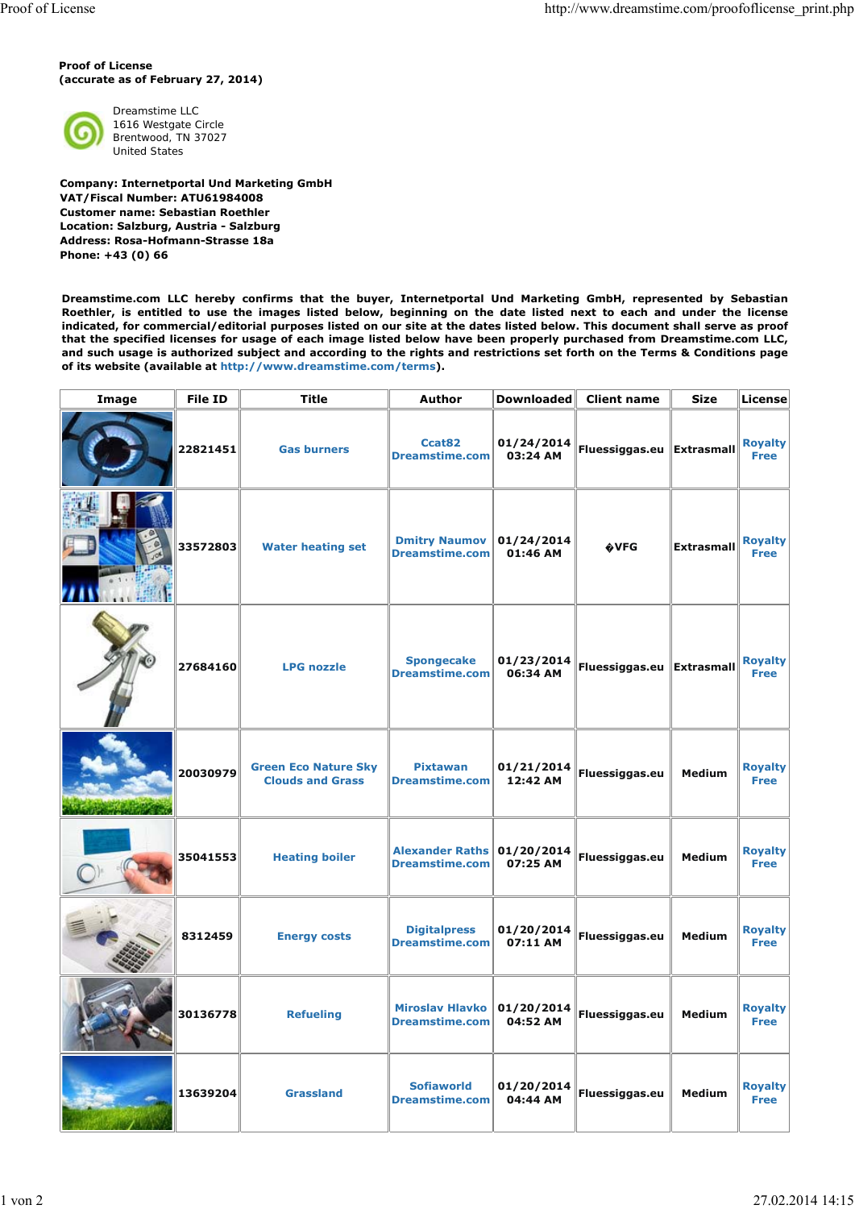**Proof of License**
**(accurate as of February 27, 2014)**

Dreamstime LLC
1616 Westgate Circle
Brentwood, TN 37027
United States

**Company: Internetportal Und Marketing GmbH**
**VAT/Fiscal Number: ATU61984008**
**Customer name: Sebastian Roethler**
**Location: Salzburg, Austria - Salzburg**
**Address: Rosa-Hofmann-Strasse 18a**
**Phone: +43 (0) 66**

**Dreamstime.com LLC hereby confirms that the buyer, Internetportal Und Marketing GmbH, represented by Sebastian Roethler, is entitled to use the images listed below, beginning on the date listed next to each and under the license indicated, for commercial/editorial purposes listed on our site at the dates listed below. This document shall serve as proof that the specified licenses for usage of each image listed below have been properly purchased from Dreamstime.com LLC, and such usage is authorized subject and according to the rights and restrictions set forth on the Terms & Conditions page of its website (available at http://www.dreamstime.com/terms).**

| Image | File ID | Title | Author | Downloaded | Client name | Size | License |
|---|---|---|---|---|---|---|---|
| | 22821451 | Gas burners | Ccat82 Dreamstime.com | 01/24/2014 03:24 AM | Fluessiggas.eu | Extrasmall | Royalty Free |
| | 33572803 | Water heating set | Dmitry Naumov Dreamstime.com | 01/24/2014 01:46 AM | �VFG | Extrasmall | Royalty Free |
| | 27684160 | LPG nozzle | Spongecake Dreamstime.com | 01/23/2014 06:34 AM | Fluessiggas.eu | Extrasmall | Royalty Free |
| | 20030979 | Green Eco Nature Sky Clouds and Grass | Pixtawan Dreamstime.com | 01/21/2014 12:42 AM | Fluessiggas.eu | Medium | Royalty Free |
| | 35041553 | Heating boiler | Alexander Raths Dreamstime.com | 01/20/2014 07:25 AM | Fluessiggas.eu | Medium | Royalty Free |
| | 8312459 | Energy costs | Digitalpress Dreamstime.com | 01/20/2014 07:11 AM | Fluessiggas.eu | Medium | Royalty Free |
| | 30136778 | Refueling | Miroslav Hlavko Dreamstime.com | 01/20/2014 04:52 AM | Fluessiggas.eu | Medium | Royalty Free |
| | 13639204 | Grassland | Sofiaworld Dreamstime.com | 01/20/2014 04:44 AM | Fluessiggas.eu | Medium | Royalty Free |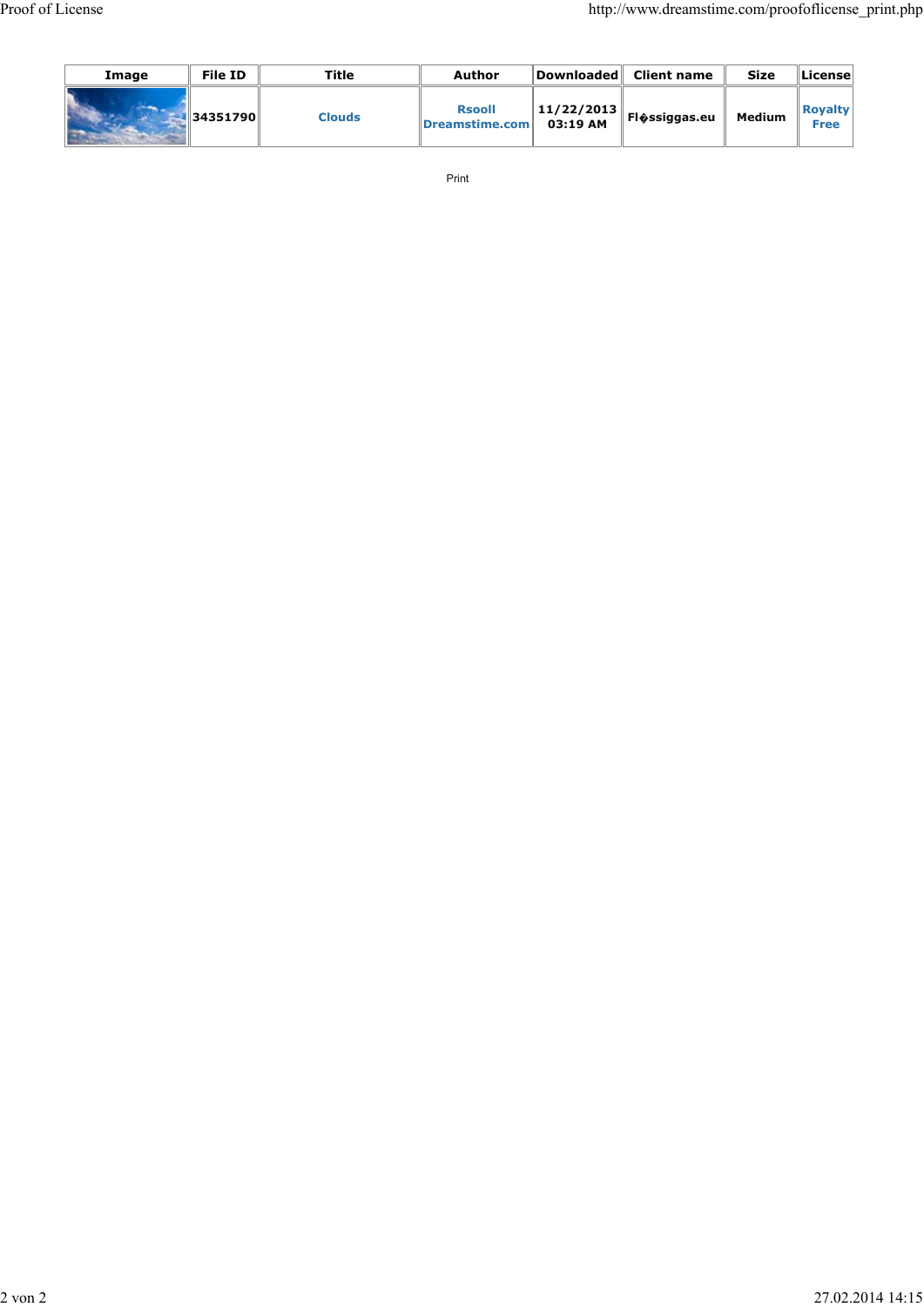| Image | File ID | Title | Author | Downloaded | Client name | Size | License |
|---|---|---|---|---|---|---|---|
| | 34351790 | Clouds | Rsooll Dreamstime.com | 11/22/2013 03:19 AM | Fl�ssiggas.eu | Medium | Royalty Free |

Print